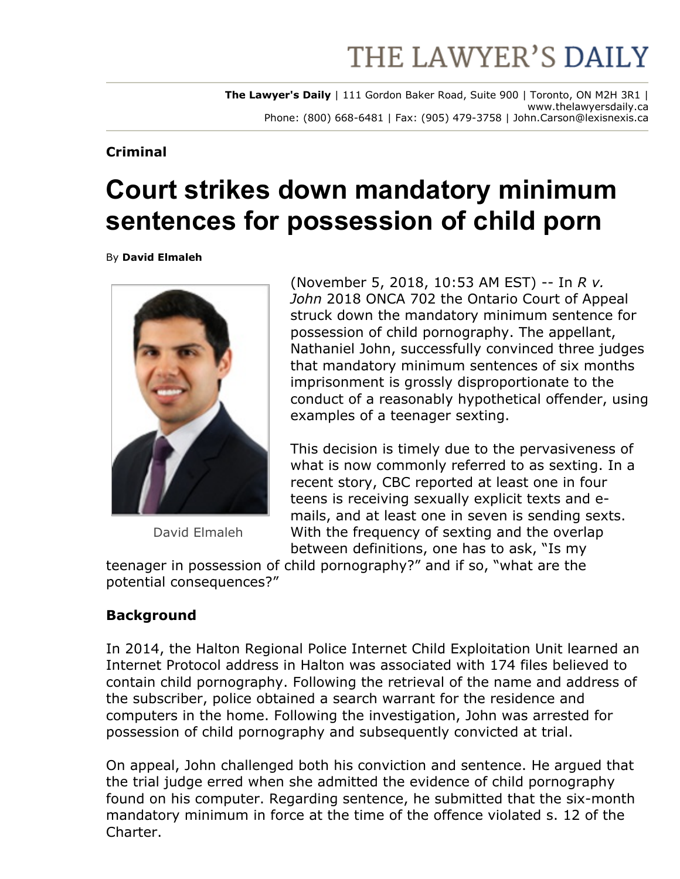# THE LAWYER'S DAILY

**The Lawyer's Daily** | 111 Gordon Baker Road, Suite 900 | Toronto, ON M2H 3R1 | www.thelawyersdaily.ca
Phone: (800) 668-6481 | Fax: (905) 479-3758 | John.Carson@lexisnexis.ca

**Criminal**

## Court strikes down mandatory minimum sentences for possession of child porn

By **David Elmaleh**

David Elmaleh

(November 5, 2018, 10:53 AM EST) -- In *R v. John* 2018 ONCA 702 the Ontario Court of Appeal struck down the mandatory minimum sentence for possession of child pornography. The appellant, Nathaniel John, successfully convinced three judges that mandatory minimum sentences of six months imprisonment is grossly disproportionate to the conduct of a reasonably hypothetical offender, using examples of a teenager sexting.

This decision is timely due to the pervasiveness of what is now commonly referred to as sexting. In a recent story, CBC reported at least one in four teens is receiving sexually explicit texts and e-mails, and at least one in seven is sending sexts. With the frequency of sexting and the overlap between definitions, one has to ask, "Is my teenager in possession of child pornography?" and if so, "what are the potential consequences?"

### Background

In 2014, the Halton Regional Police Internet Child Exploitation Unit learned an Internet Protocol address in Halton was associated with 174 files believed to contain child pornography. Following the retrieval of the name and address of the subscriber, police obtained a search warrant for the residence and computers in the home. Following the investigation, John was arrested for possession of child pornography and subsequently convicted at trial.

On appeal, John challenged both his conviction and sentence. He argued that the trial judge erred when she admitted the evidence of child pornography found on his computer. Regarding sentence, he submitted that the six-month mandatory minimum in force at the time of the offence violated s. 12 of the Charter.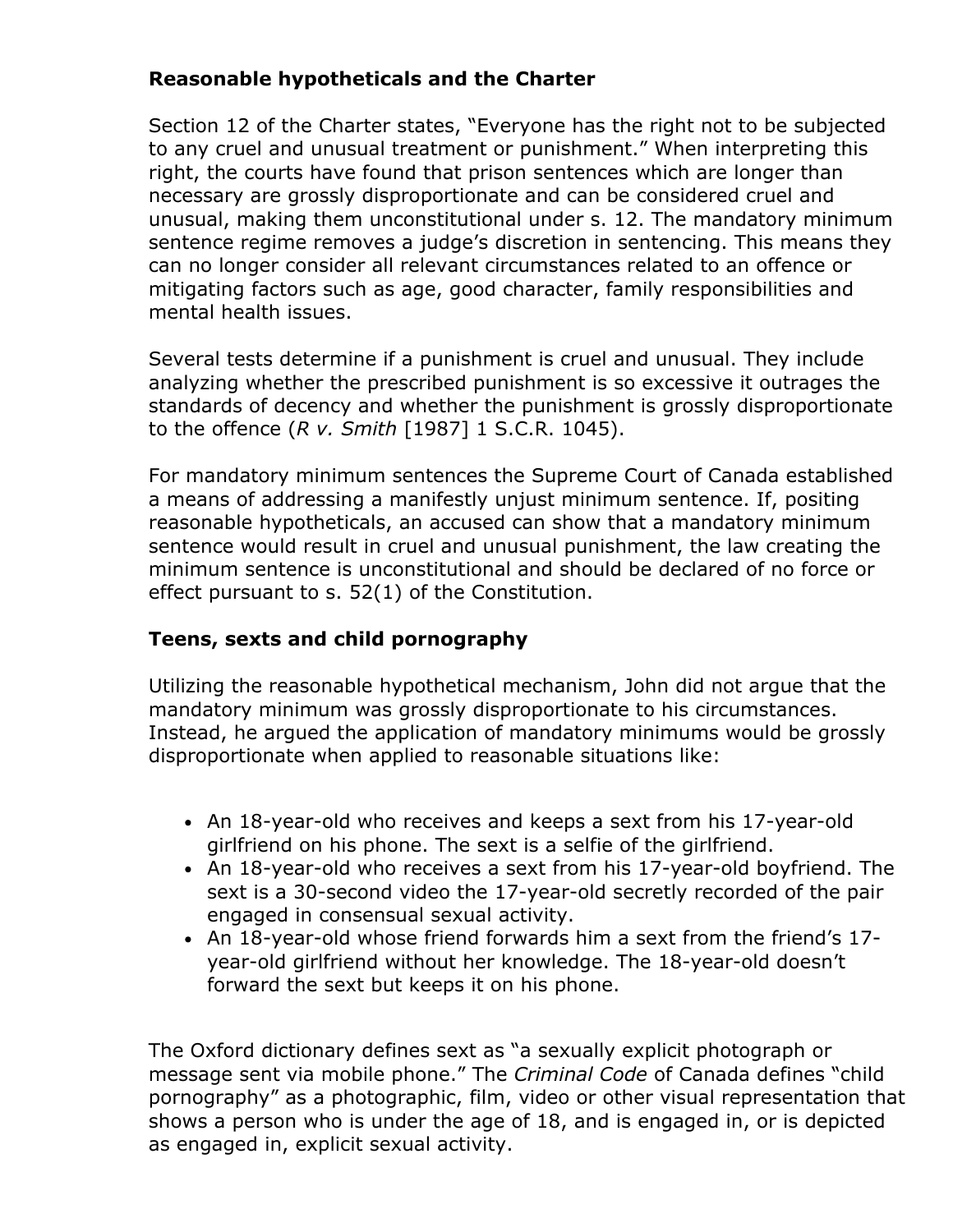**Reasonable hypotheticals and the Charter**

Section 12 of the Charter states, "Everyone has the right not to be subjected to any cruel and unusual treatment or punishment." When interpreting this right, the courts have found that prison sentences which are longer than necessary are grossly disproportionate and can be considered cruel and unusual, making them unconstitutional under s. 12. The mandatory minimum sentence regime removes a judge's discretion in sentencing. This means they can no longer consider all relevant circumstances related to an offence or mitigating factors such as age, good character, family responsibilities and mental health issues.

Several tests determine if a punishment is cruel and unusual. They include analyzing whether the prescribed punishment is so excessive it outrages the standards of decency and whether the punishment is grossly disproportionate to the offence (*R v. Smith* [1987] 1 S.C.R. 1045).

For mandatory minimum sentences the Supreme Court of Canada established a means of addressing a manifestly unjust minimum sentence. If, positing reasonable hypotheticals, an accused can show that a mandatory minimum sentence would result in cruel and unusual punishment, the law creating the minimum sentence is unconstitutional and should be declared of no force or effect pursuant to s. 52(1) of the Constitution.

**Teens, sexts and child pornography**

Utilizing the reasonable hypothetical mechanism, John did not argue that the mandatory minimum was grossly disproportionate to his circumstances. Instead, he argued the application of mandatory minimums would be grossly disproportionate when applied to reasonable situations like:

- An 18-year-old who receives and keeps a sext from his 17-year-old girlfriend on his phone. The sext is a selfie of the girlfriend.
- An 18-year-old who receives a sext from his 17-year-old boyfriend. The sext is a 30-second video the 17-year-old secretly recorded of the pair engaged in consensual sexual activity.
- An 18-year-old whose friend forwards him a sext from the friend's 17-year-old girlfriend without her knowledge. The 18-year-old doesn't forward the sext but keeps it on his phone.

The Oxford dictionary defines sext as "a sexually explicit photograph or message sent via mobile phone." The *Criminal Code* of Canada defines "child pornography" as a photographic, film, video or other visual representation that shows a person who is under the age of 18, and is engaged in, or is depicted as engaged in, explicit sexual activity.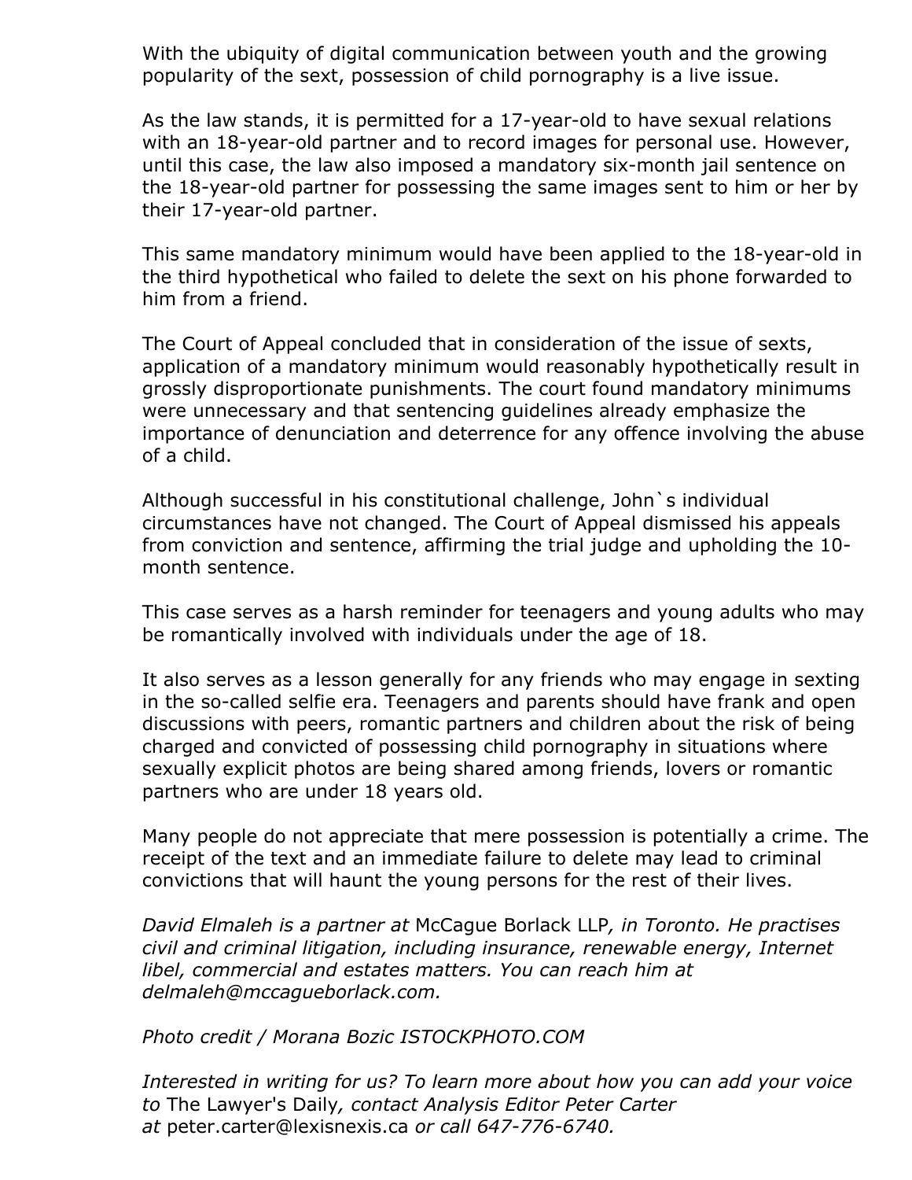With the ubiquity of digital communication between youth and the growing popularity of the sext, possession of child pornography is a live issue.

As the law stands, it is permitted for a 17-year-old to have sexual relations with an 18-year-old partner and to record images for personal use. However, until this case, the law also imposed a mandatory six-month jail sentence on the 18-year-old partner for possessing the same images sent to him or her by their 17-year-old partner.

This same mandatory minimum would have been applied to the 18-year-old in the third hypothetical who failed to delete the sext on his phone forwarded to him from a friend.

The Court of Appeal concluded that in consideration of the issue of sexts, application of a mandatory minimum would reasonably hypothetically result in grossly disproportionate punishments. The court found mandatory minimums were unnecessary and that sentencing guidelines already emphasize the importance of denunciation and deterrence for any offence involving the abuse of a child.

Although successful in his constitutional challenge, John`s individual circumstances have not changed. The Court of Appeal dismissed his appeals from conviction and sentence, affirming the trial judge and upholding the 10-month sentence.

This case serves as a harsh reminder for teenagers and young adults who may be romantically involved with individuals under the age of 18.

It also serves as a lesson generally for any friends who may engage in sexting in the so-called selfie era. Teenagers and parents should have frank and open discussions with peers, romantic partners and children about the risk of being charged and convicted of possessing child pornography in situations where sexually explicit photos are being shared among friends, lovers or romantic partners who are under 18 years old.

Many people do not appreciate that mere possession is potentially a crime. The receipt of the text and an immediate failure to delete may lead to criminal convictions that will haunt the young persons for the rest of their lives.

*David Elmaleh is a partner at* McCague Borlack LLP*, in Toronto. He practises civil and criminal litigation, including insurance, renewable energy, Internet libel, commercial and estates matters. You can reach him at delmaleh@mccagueborlack.com.*

*Photo credit / Morana Bozic ISTOCKPHOTO.COM*

*Interested in writing for us? To learn more about how you can add your voice to* The Lawyer's Daily*, contact Analysis Editor Peter Carter at* peter.carter@lexisnexis.ca *or call 647-776-6740.*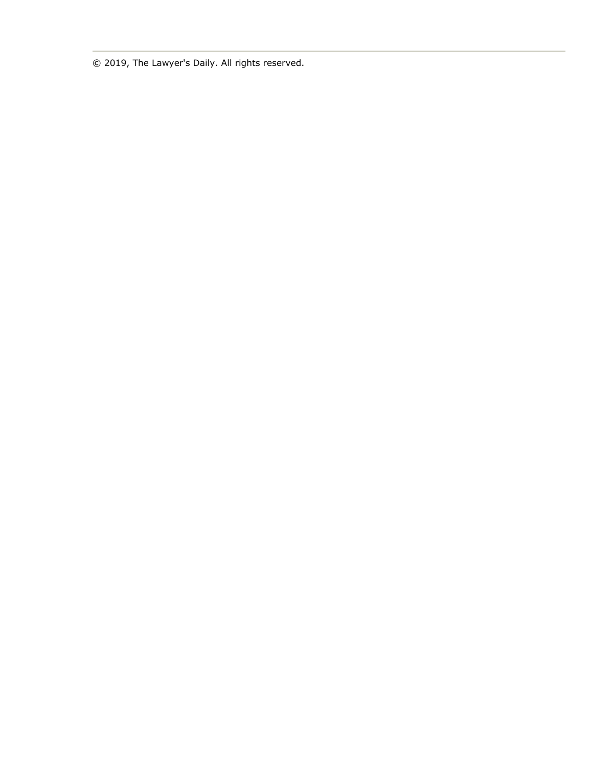© 2019, The Lawyer's Daily. All rights reserved.